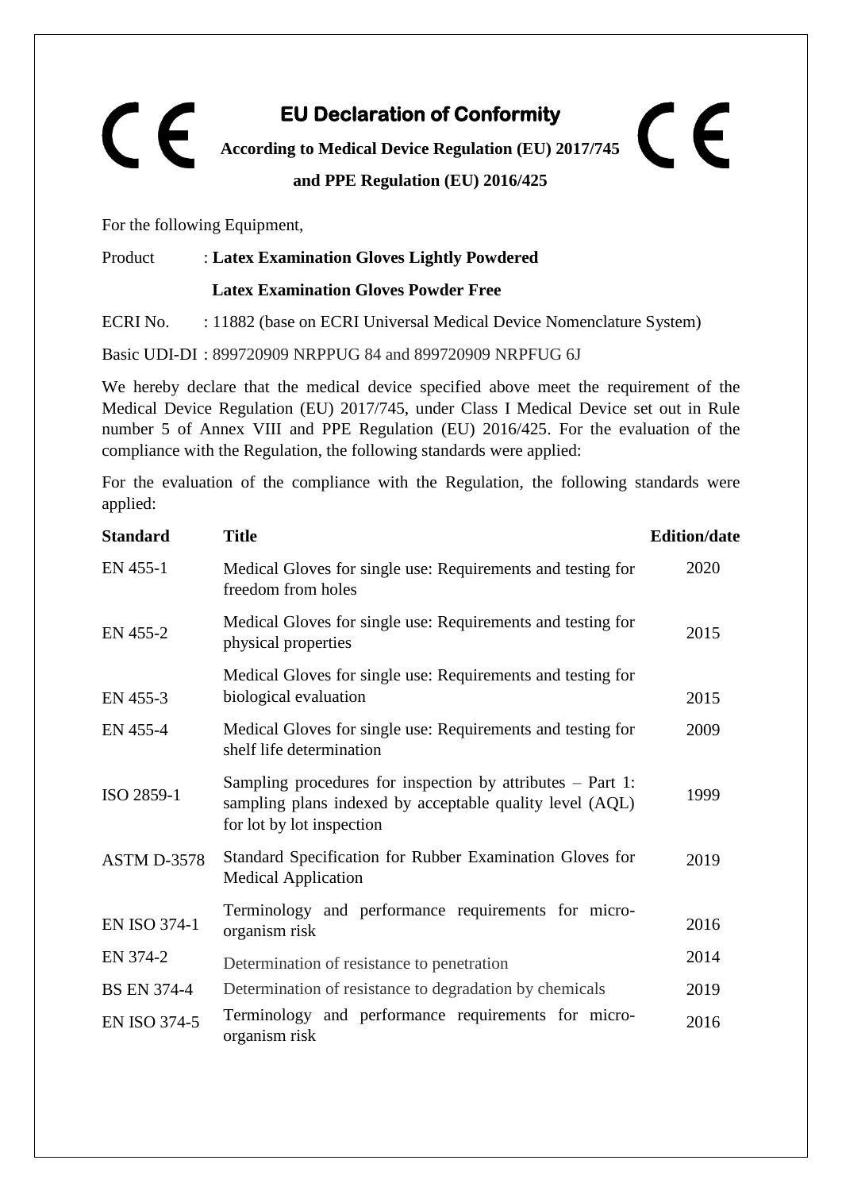# EU Declaration of Conformity

**According to Medical Device Regulation (EU) 2017/745**

**and PPE Regulation (EU) 2016/425**

For the following Equipment,

Product : **Latex Examination Gloves Lightly Powdered**

**Latex Examination Gloves Powder Free**

ECRI No. : 11882 (base on ECRI Universal Medical Device Nomenclature System)

Basic UDI-DI : 899720909 NRPPUG 84 and 899720909 NRPFUG 6J

We hereby declare that the medical device specified above meet the requirement of the Medical Device Regulation (EU) 2017/745, under Class I Medical Device set out in Rule number 5 of Annex VIII and PPE Regulation (EU) 2016/425. For the evaluation of the compliance with the Regulation, the following standards were applied:

For the evaluation of the compliance with the Regulation, the following standards were applied:

| Standard | Title | Edition/date |
|---|---|---|
| EN 455-1 | Medical Gloves for single use: Requirements and testing for freedom from holes | 2020 |
| EN 455-2 | Medical Gloves for single use: Requirements and testing for physical properties | 2015 |
| EN 455-3 | Medical Gloves for single use: Requirements and testing for biological evaluation | 2015 |
| EN 455-4 | Medical Gloves for single use: Requirements and testing for shelf life determination | 2009 |
| ISO 2859-1 | Sampling procedures for inspection by attributes – Part 1: sampling plans indexed by acceptable quality level (AQL) for lot by lot inspection | 1999 |
| ASTM D-3578 | Standard Specification for Rubber Examination Gloves for Medical Application | 2019 |
| EN ISO 374-1 | Terminology and performance requirements for micro-organism risk | 2016 |
| EN 374-2 | Determination of resistance to penetration | 2014 |
| BS EN 374-4 | Determination of resistance to degradation by chemicals | 2019 |
| EN ISO 374-5 | Terminology and performance requirements for micro-organism risk | 2016 |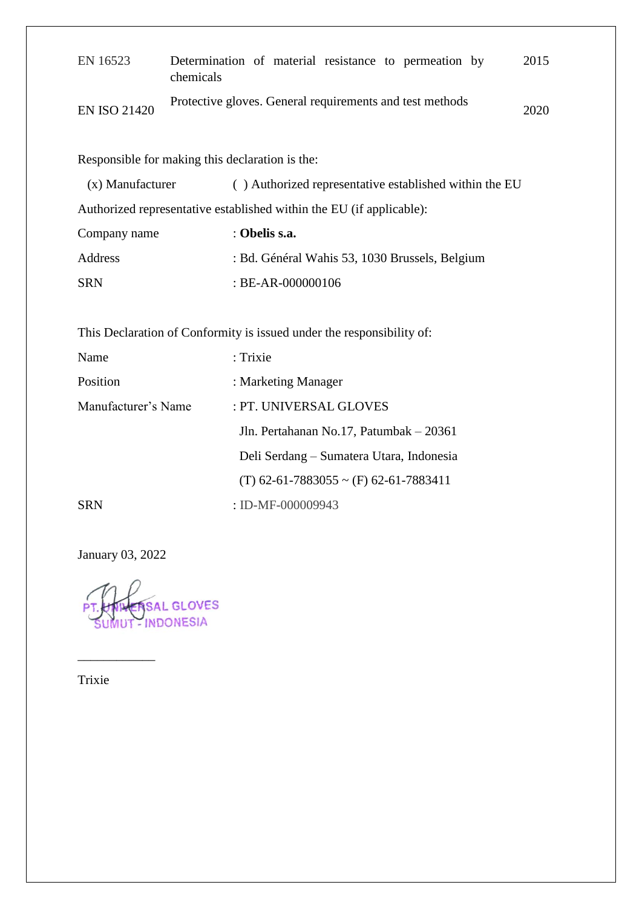| | | |
|---|---|---|
| EN 16523 | Determination of material resistance to permeation by chemicals | 2015 |
| EN ISO 21420 | Protective gloves. General requirements and test methods | 2020 |

Responsible for making this declaration is the:

(x) Manufacturer ( ) Authorized representative established within the EU

Authorized representative established within the EU (if applicable):

| | |
|---|---|
| Company name | : **Obelis s.a.** |
| Address | : Bd. Général Wahis 53, 1030 Brussels, Belgium |
| SRN | : BE-AR-000000106 |

This Declaration of Conformity is issued under the responsibility of:

| | |
|---|---|
| Name | : Trixie |
| Position | : Marketing Manager |
| Manufacturer's Name | : PT. UNIVERSAL GLOVES |
| | Jln. Pertahanan No.17, Patumbak – 20361 |
| | Deli Serdang – Sumatera Utara, Indonesia |
| | (T) 62-61-7883055 ~ (F) 62-61-7883411 |
| SRN | : ID-MF-000009943 |

January 03, 2022

PT. UNIVERSAL GLOVES
SUMUT - INDONESIA

___________

Trixie